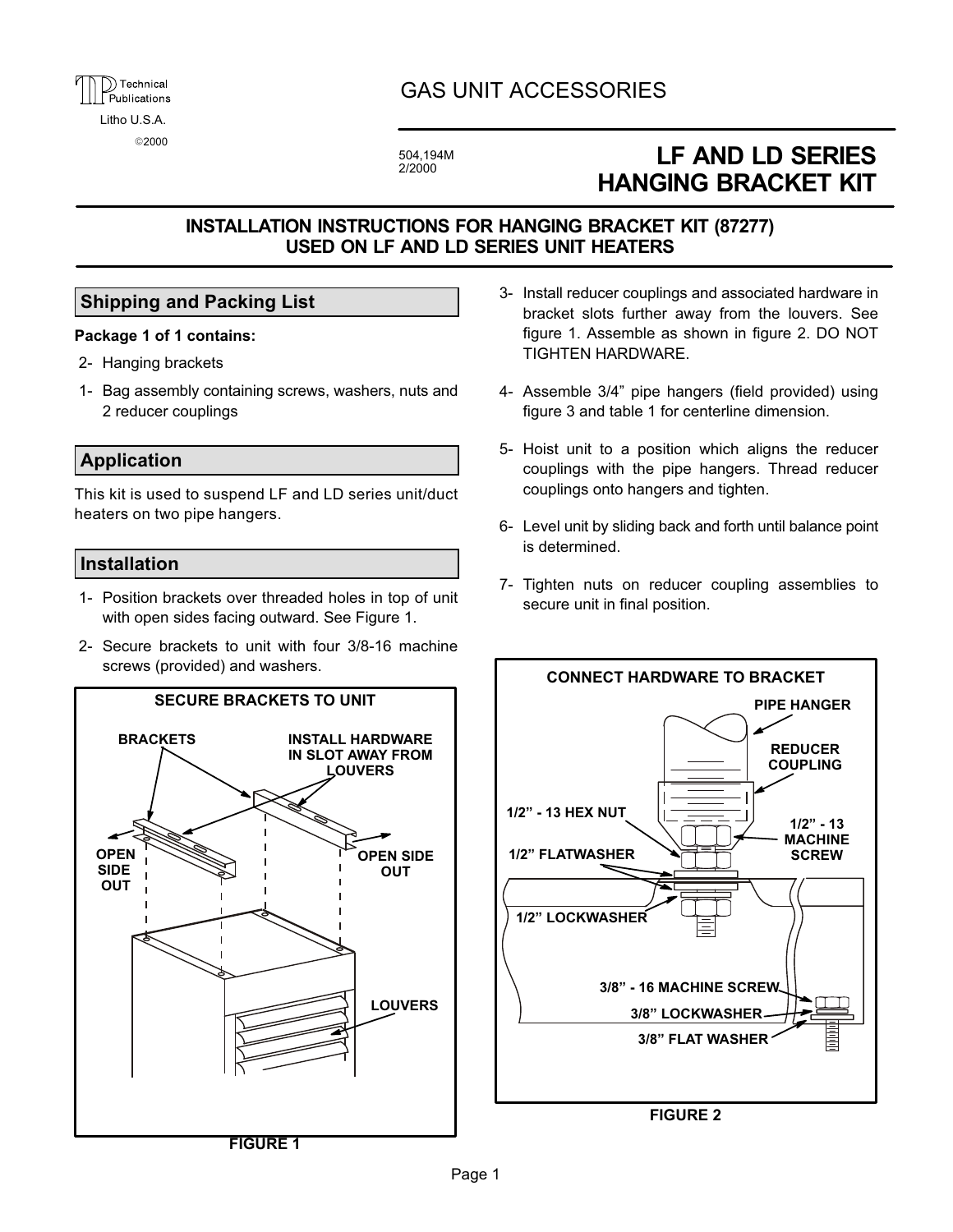# GAS UNIT ACCESSORIES

504,194M
2/2000

# LF AND LD SERIES HANGING BRACKET KIT

## INSTALLATION INSTRUCTIONS FOR HANGING BRACKET KIT (87277) USED ON LF AND LD SERIES UNIT HEATERS

## Shipping and Packing List

**Package 1 of 1 contains:**

2- Hanging brackets

1- Bag assembly containing screws, washers, nuts and 2 reducer couplings

## Application

This kit is used to suspend LF and LD series unit/duct heaters on two pipe hangers.

## Installation

1- Position brackets over threaded holes in top of unit with open sides facing outward. See Figure 1.

2- Secure brackets to unit with four 3/8-16 machine screws (provided) and washers.

3- Install reducer couplings and associated hardware in bracket slots further away from the louvers. See figure 1. Assemble as shown in figure 2. DO NOT TIGHTEN HARDWARE.

4- Assemble 3/4" pipe hangers (field provided) using figure 3 and table 1 for centerline dimension.

5- Hoist unit to a position which aligns the reducer couplings with the pipe hangers. Thread reducer couplings onto hangers and tighten.

6- Level unit by sliding back and forth until balance point is determined.

7- Tighten nuts on reducer coupling assemblies to secure unit in final position.

SECURE BRACKETS TO UNIT

BRACKETS · INSTALL HARDWARE IN SLOT AWAY FROM LOUVERS · OPEN SIDE OUT · OPEN SIDE OUT · LOUVERS

FIGURE 1

CONNECT HARDWARE TO BRACKET

PIPE HANGER · REDUCER COUPLING · 1/2" - 13 HEX NUT · 1/2" - 13 MACHINE SCREW · 1/2" FLATWASHER · 1/2" LOCKWASHER · 3/8" - 16 MACHINE SCREW · 3/8" LOCKWASHER · 3/8" FLAT WASHER

FIGURE 2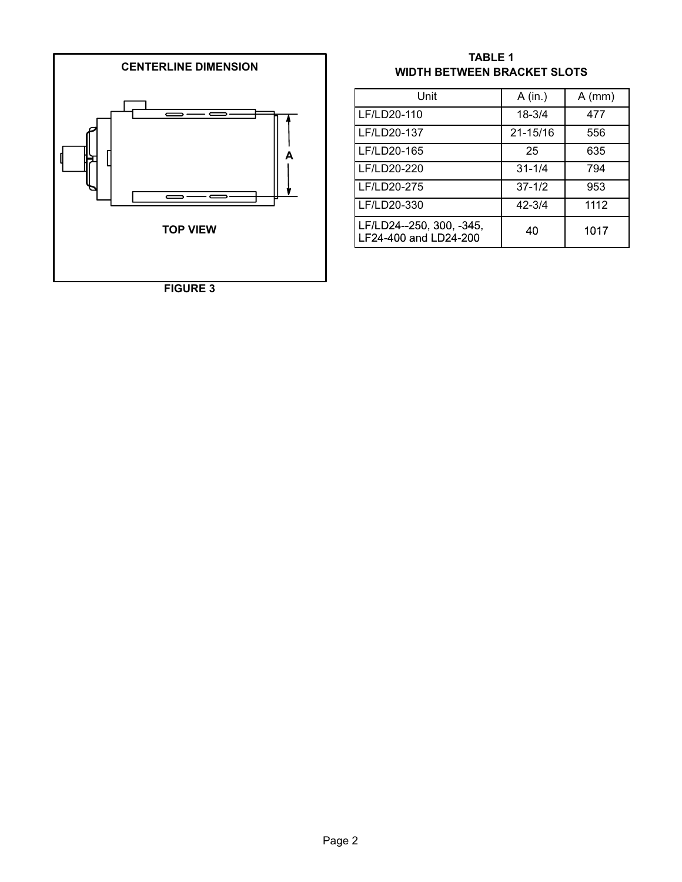**CENTERLINE DIMENSION**

A

**TOP VIEW**

**FIGURE 3**

**TABLE 1**
**WIDTH BETWEEN BRACKET SLOTS**

| Unit | A (in.) | A (mm) |
|---|---|---|
| LF/LD20-110 | 18-3/4 | 477 |
| LF/LD20-137 | 21-15/16 | 556 |
| LF/LD20-165 | 25 | 635 |
| LF/LD20-220 | 31-1/4 | 794 |
| LF/LD20-275 | 37-1/2 | 953 |
| LF/LD20-330 | 42-3/4 | 1112 |
| LF/LD24--250, 300, -345, LF24-400 and LD24-200 | 40 | 1017 |